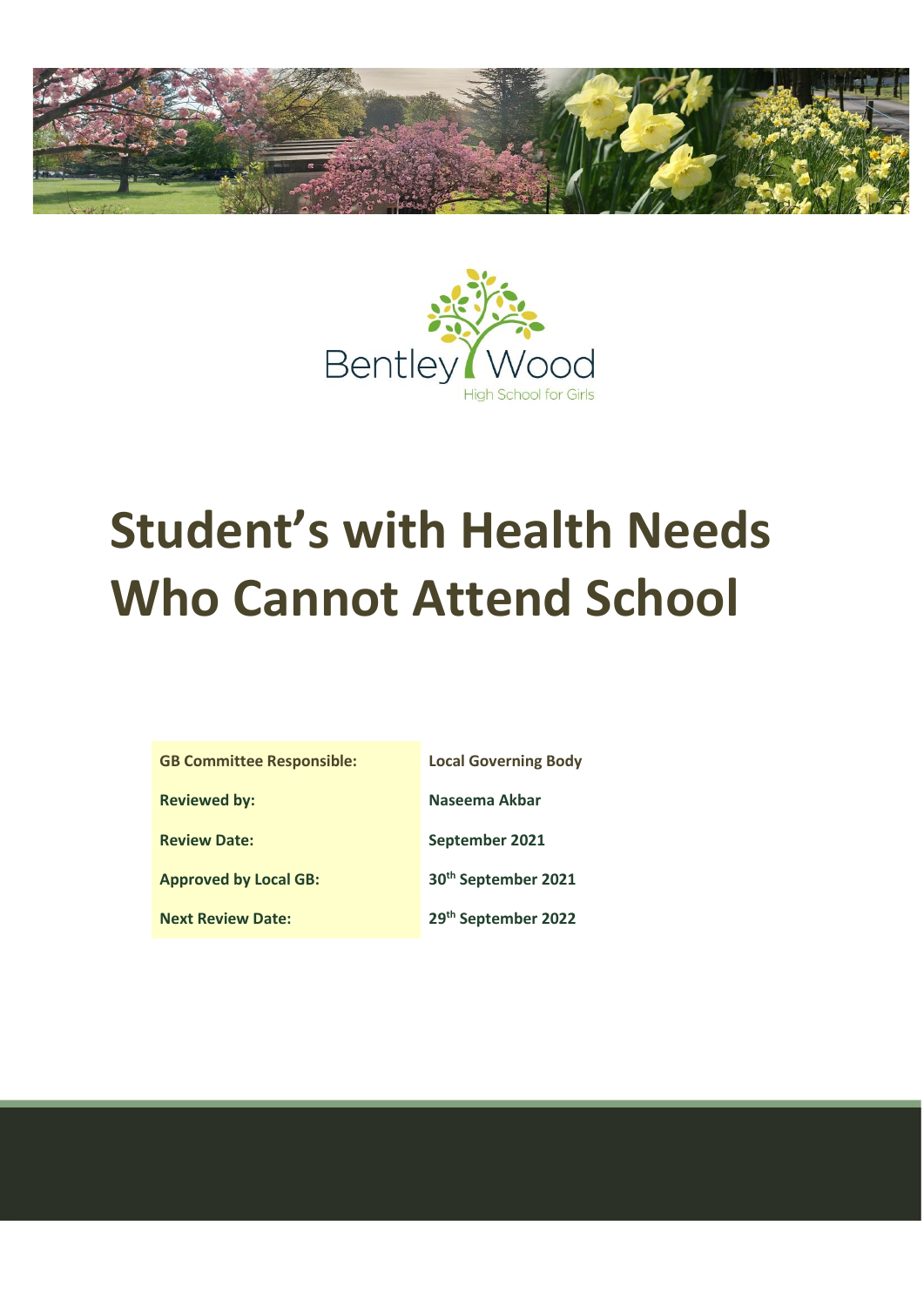Bentley Wood

High School for Girls

# Student's with Health Needs Who Cannot Attend School

| | |
|---|---|
| **GB Committee Responsible:** | **Local Governing Body** |
| **Reviewed by:** | **Naseema Akbar** |
| **Review Date:** | **September 2021** |
| **Approved by Local GB:** | **30th September 2021** |
| **Next Review Date:** | **29th September 2022** |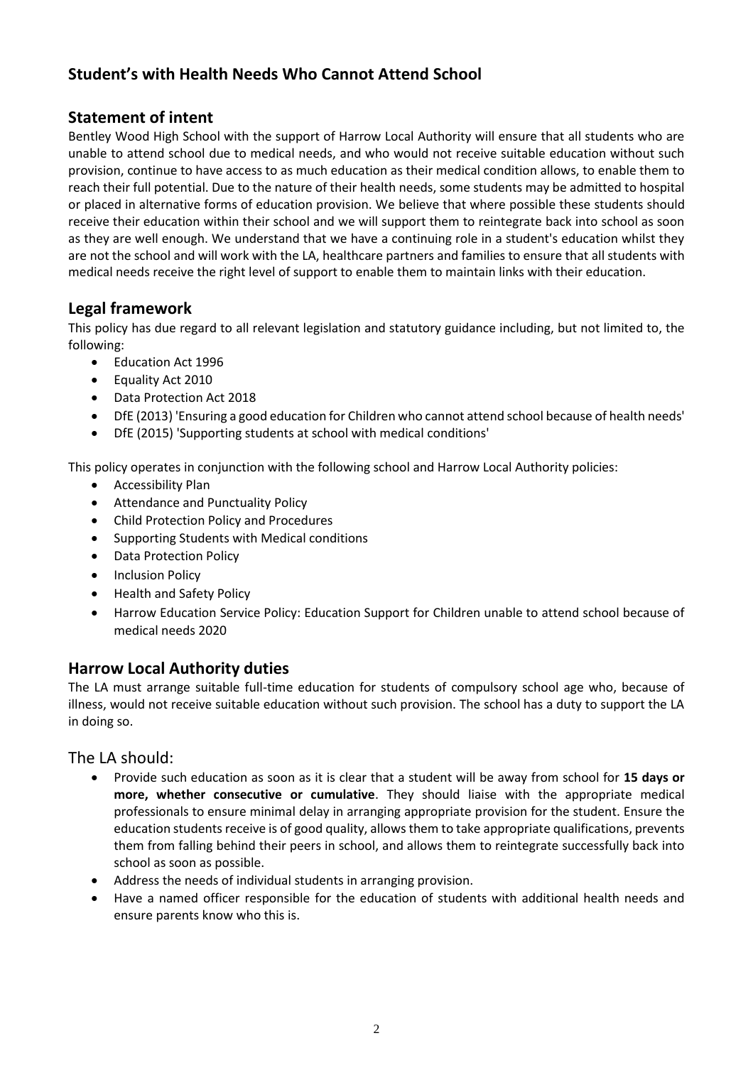## Student's with Health Needs Who Cannot Attend School

### Statement of intent

Bentley Wood High School with the support of Harrow Local Authority will ensure that all students who are unable to attend school due to medical needs, and who would not receive suitable education without such provision, continue to have access to as much education as their medical condition allows, to enable them to reach their full potential. Due to the nature of their health needs, some students may be admitted to hospital or placed in alternative forms of education provision. We believe that where possible these students should receive their education within their school and we will support them to reintegrate back into school as soon as they are well enough. We understand that we have a continuing role in a student's education whilst they are not the school and will work with the LA, healthcare partners and families to ensure that all students with medical needs receive the right level of support to enable them to maintain links with their education.

### Legal framework

This policy has due regard to all relevant legislation and statutory guidance including, but not limited to, the following:

- Education Act 1996
- Equality Act 2010
- Data Protection Act 2018
- DfE (2013) 'Ensuring a good education for Children who cannot attend school because of health needs'
- DfE (2015) 'Supporting students at school with medical conditions'

This policy operates in conjunction with the following school and Harrow Local Authority policies:

- Accessibility Plan
- Attendance and Punctuality Policy
- Child Protection Policy and Procedures
- Supporting Students with Medical conditions
- Data Protection Policy
- Inclusion Policy
- Health and Safety Policy
- Harrow Education Service Policy: Education Support for Children unable to attend school because of medical needs 2020

### Harrow Local Authority duties

The LA must arrange suitable full-time education for students of compulsory school age who, because of illness, would not receive suitable education without such provision. The school has a duty to support the LA in doing so.

#### The LA should:

- Provide such education as soon as it is clear that a student will be away from school for **15 days or more, whether consecutive or cumulative**. They should liaise with the appropriate medical professionals to ensure minimal delay in arranging appropriate provision for the student. Ensure the education students receive is of good quality, allows them to take appropriate qualifications, prevents them from falling behind their peers in school, and allows them to reintegrate successfully back into school as soon as possible.
- Address the needs of individual students in arranging provision.
- Have a named officer responsible for the education of students with additional health needs and ensure parents know who this is.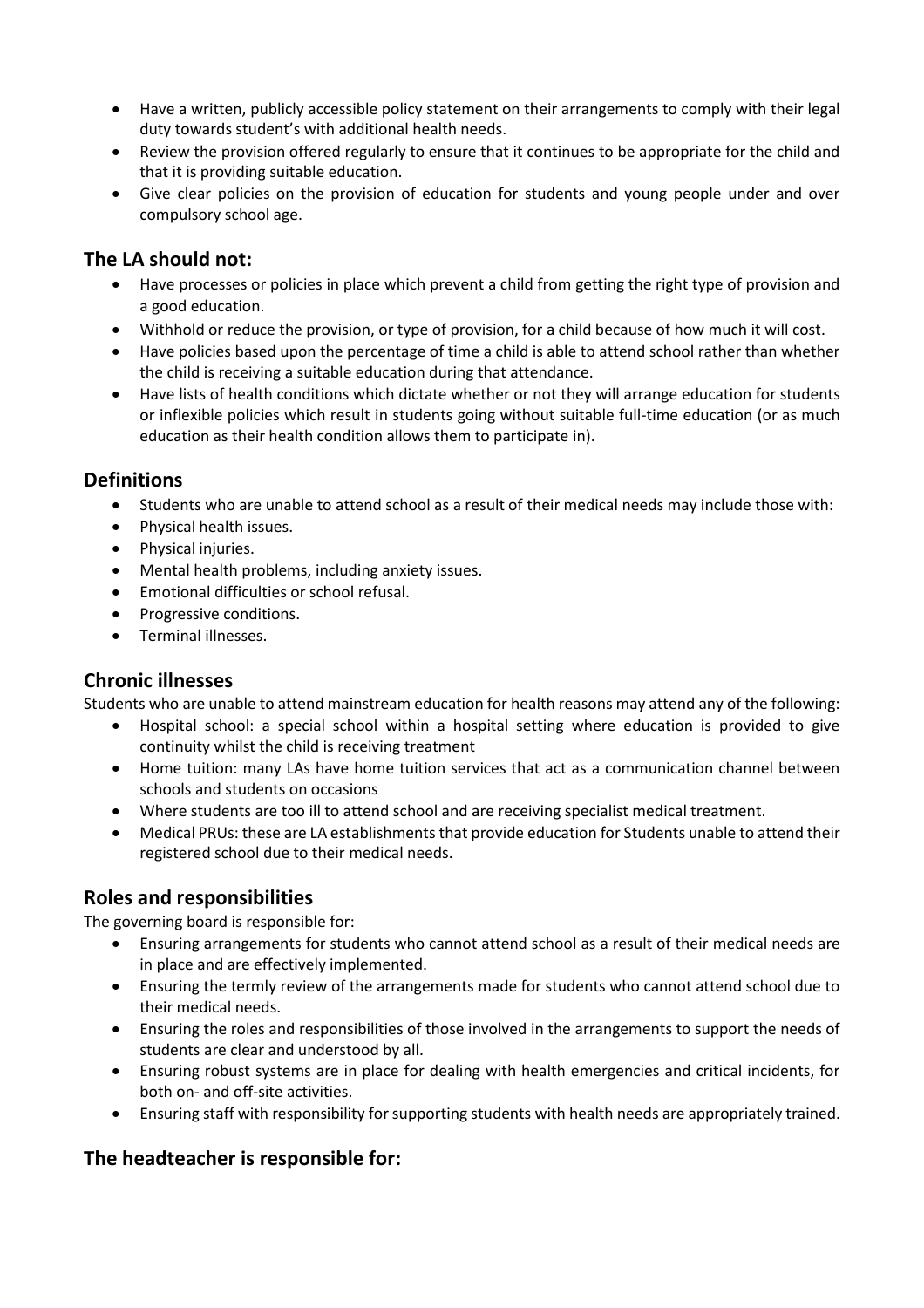- Have a written, publicly accessible policy statement on their arrangements to comply with their legal duty towards student's with additional health needs.
- Review the provision offered regularly to ensure that it continues to be appropriate for the child and that it is providing suitable education.
- Give clear policies on the provision of education for students and young people under and over compulsory school age.

## The LA should not:

- Have processes or policies in place which prevent a child from getting the right type of provision and a good education.
- Withhold or reduce the provision, or type of provision, for a child because of how much it will cost.
- Have policies based upon the percentage of time a child is able to attend school rather than whether the child is receiving a suitable education during that attendance.
- Have lists of health conditions which dictate whether or not they will arrange education for students or inflexible policies which result in students going without suitable full-time education (or as much education as their health condition allows them to participate in).

## Definitions

- Students who are unable to attend school as a result of their medical needs may include those with:
- Physical health issues.
- Physical injuries.
- Mental health problems, including anxiety issues.
- Emotional difficulties or school refusal.
- Progressive conditions.
- Terminal illnesses.

## Chronic illnesses

Students who are unable to attend mainstream education for health reasons may attend any of the following:

- Hospital school: a special school within a hospital setting where education is provided to give continuity whilst the child is receiving treatment
- Home tuition: many LAs have home tuition services that act as a communication channel between schools and students on occasions
- Where students are too ill to attend school and are receiving specialist medical treatment.
- Medical PRUs: these are LA establishments that provide education for Students unable to attend their registered school due to their medical needs.

## Roles and responsibilities

The governing board is responsible for:

- Ensuring arrangements for students who cannot attend school as a result of their medical needs are in place and are effectively implemented.
- Ensuring the termly review of the arrangements made for students who cannot attend school due to their medical needs.
- Ensuring the roles and responsibilities of those involved in the arrangements to support the needs of students are clear and understood by all.
- Ensuring robust systems are in place for dealing with health emergencies and critical incidents, for both on- and off-site activities.
- Ensuring staff with responsibility for supporting students with health needs are appropriately trained.

## The headteacher is responsible for: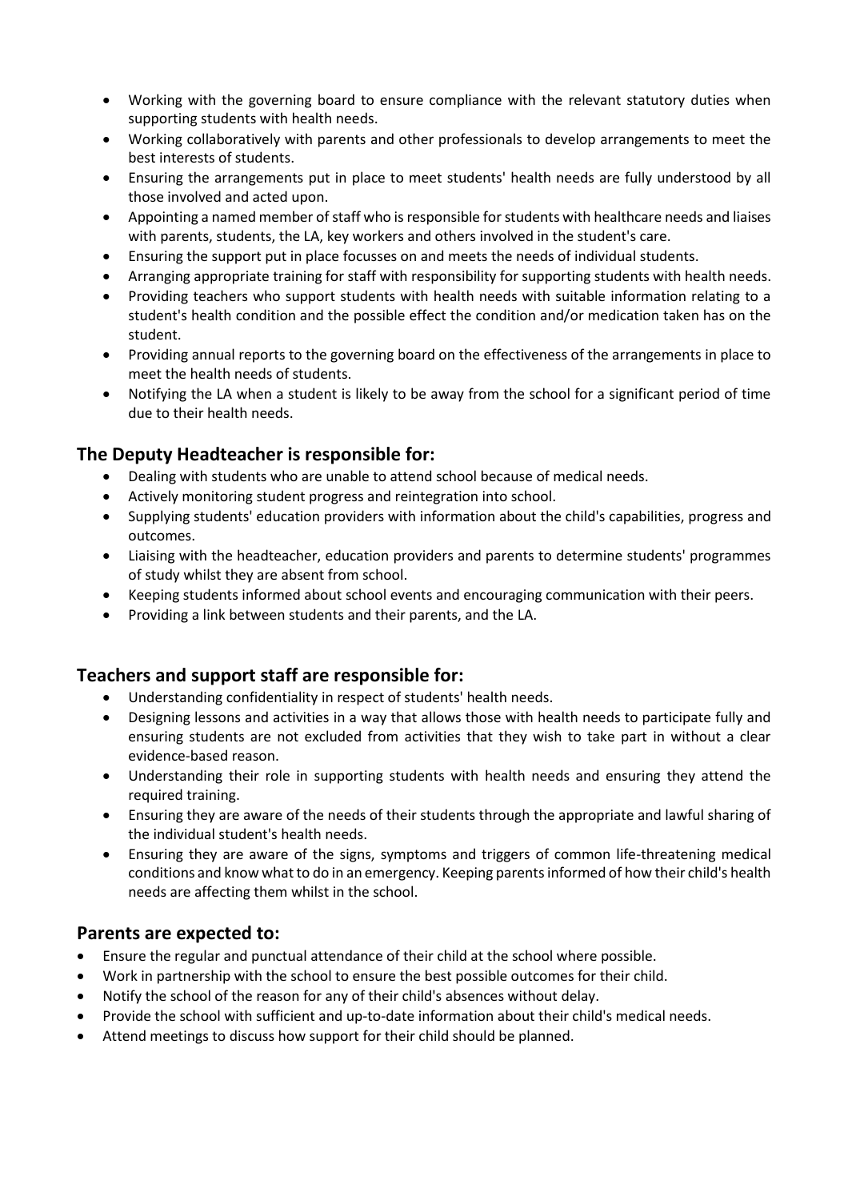- Working with the governing board to ensure compliance with the relevant statutory duties when supporting students with health needs.
- Working collaboratively with parents and other professionals to develop arrangements to meet the best interests of students.
- Ensuring the arrangements put in place to meet students' health needs are fully understood by all those involved and acted upon.
- Appointing a named member of staff who is responsible for students with healthcare needs and liaises with parents, students, the LA, key workers and others involved in the student's care.
- Ensuring the support put in place focusses on and meets the needs of individual students.
- Arranging appropriate training for staff with responsibility for supporting students with health needs.
- Providing teachers who support students with health needs with suitable information relating to a student's health condition and the possible effect the condition and/or medication taken has on the student.
- Providing annual reports to the governing board on the effectiveness of the arrangements in place to meet the health needs of students.
- Notifying the LA when a student is likely to be away from the school for a significant period of time due to their health needs.

## The Deputy Headteacher is responsible for:

- Dealing with students who are unable to attend school because of medical needs.
- Actively monitoring student progress and reintegration into school.
- Supplying students' education providers with information about the child's capabilities, progress and outcomes.
- Liaising with the headteacher, education providers and parents to determine students' programmes of study whilst they are absent from school.
- Keeping students informed about school events and encouraging communication with their peers.
- Providing a link between students and their parents, and the LA.

## Teachers and support staff are responsible for:

- Understanding confidentiality in respect of students' health needs.
- Designing lessons and activities in a way that allows those with health needs to participate fully and ensuring students are not excluded from activities that they wish to take part in without a clear evidence-based reason.
- Understanding their role in supporting students with health needs and ensuring they attend the required training.
- Ensuring they are aware of the needs of their students through the appropriate and lawful sharing of the individual student's health needs.
- Ensuring they are aware of the signs, symptoms and triggers of common life-threatening medical conditions and know what to do in an emergency. Keeping parents informed of how their child's health needs are affecting them whilst in the school.

## Parents are expected to:

- Ensure the regular and punctual attendance of their child at the school where possible.
- Work in partnership with the school to ensure the best possible outcomes for their child.
- Notify the school of the reason for any of their child's absences without delay.
- Provide the school with sufficient and up-to-date information about their child's medical needs.
- Attend meetings to discuss how support for their child should be planned.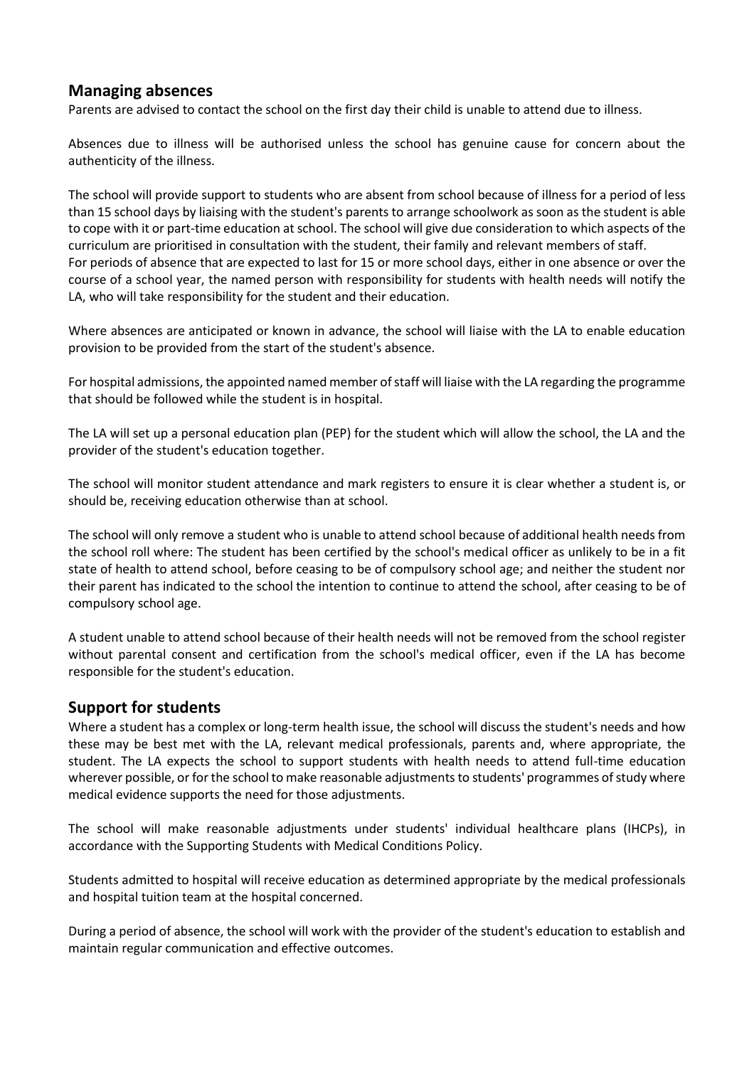## Managing absences

Parents are advised to contact the school on the first day their child is unable to attend due to illness.

Absences due to illness will be authorised unless the school has genuine cause for concern about the authenticity of the illness.

The school will provide support to students who are absent from school because of illness for a period of less than 15 school days by liaising with the student's parents to arrange schoolwork as soon as the student is able to cope with it or part-time education at school. The school will give due consideration to which aspects of the curriculum are prioritised in consultation with the student, their family and relevant members of staff.
For periods of absence that are expected to last for 15 or more school days, either in one absence or over the course of a school year, the named person with responsibility for students with health needs will notify the LA, who will take responsibility for the student and their education.

Where absences are anticipated or known in advance, the school will liaise with the LA to enable education provision to be provided from the start of the student's absence.

For hospital admissions, the appointed named member of staff will liaise with the LA regarding the programme that should be followed while the student is in hospital.

The LA will set up a personal education plan (PEP) for the student which will allow the school, the LA and the provider of the student's education together.

The school will monitor student attendance and mark registers to ensure it is clear whether a student is, or should be, receiving education otherwise than at school.

The school will only remove a student who is unable to attend school because of additional health needs from the school roll where: The student has been certified by the school's medical officer as unlikely to be in a fit state of health to attend school, before ceasing to be of compulsory school age; and neither the student nor their parent has indicated to the school the intention to continue to attend the school, after ceasing to be of compulsory school age.

A student unable to attend school because of their health needs will not be removed from the school register without parental consent and certification from the school's medical officer, even if the LA has become responsible for the student's education.

## Support for students

Where a student has a complex or long-term health issue, the school will discuss the student's needs and how these may be best met with the LA, relevant medical professionals, parents and, where appropriate, the student. The LA expects the school to support students with health needs to attend full-time education wherever possible, or for the school to make reasonable adjustments to students' programmes of study where medical evidence supports the need for those adjustments.

The school will make reasonable adjustments under students' individual healthcare plans (IHCPs), in accordance with the Supporting Students with Medical Conditions Policy.

Students admitted to hospital will receive education as determined appropriate by the medical professionals and hospital tuition team at the hospital concerned.

During a period of absence, the school will work with the provider of the student's education to establish and maintain regular communication and effective outcomes.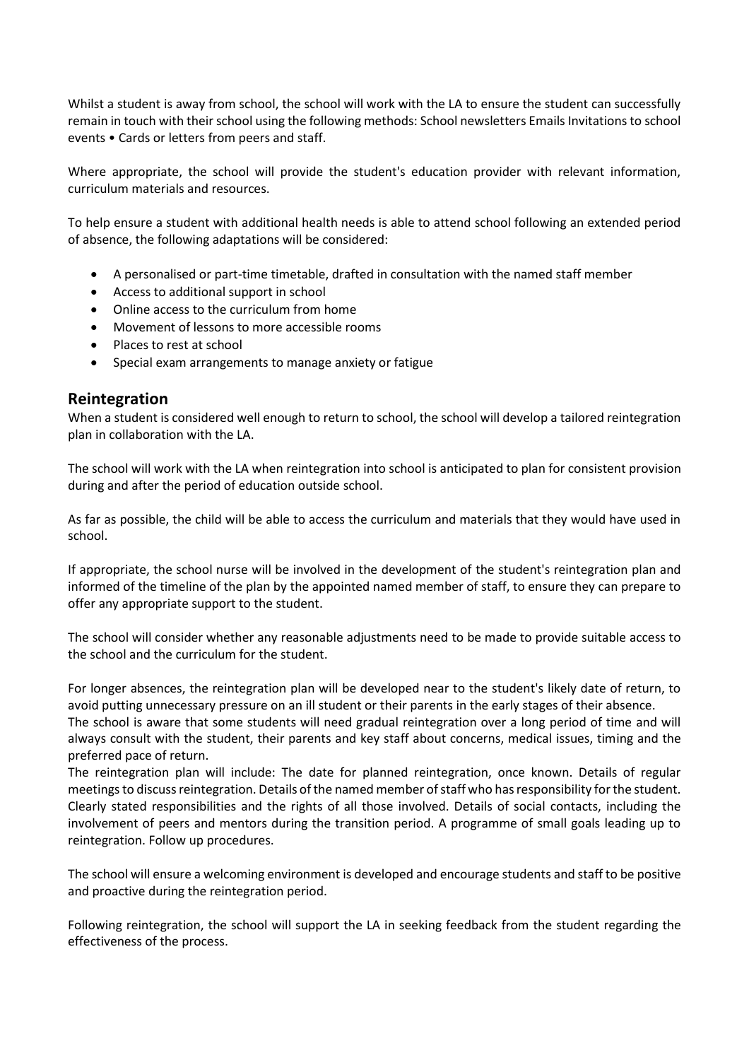Whilst a student is away from school, the school will work with the LA to ensure the student can successfully remain in touch with their school using the following methods: School newsletters Emails Invitations to school events • Cards or letters from peers and staff.

Where appropriate, the school will provide the student's education provider with relevant information, curriculum materials and resources.

To help ensure a student with additional health needs is able to attend school following an extended period of absence, the following adaptations will be considered:

- A personalised or part-time timetable, drafted in consultation with the named staff member
- Access to additional support in school
- Online access to the curriculum from home
- Movement of lessons to more accessible rooms
- Places to rest at school
- Special exam arrangements to manage anxiety or fatigue

## Reintegration

When a student is considered well enough to return to school, the school will develop a tailored reintegration plan in collaboration with the LA.

The school will work with the LA when reintegration into school is anticipated to plan for consistent provision during and after the period of education outside school.

As far as possible, the child will be able to access the curriculum and materials that they would have used in school.

If appropriate, the school nurse will be involved in the development of the student's reintegration plan and informed of the timeline of the plan by the appointed named member of staff, to ensure they can prepare to offer any appropriate support to the student.

The school will consider whether any reasonable adjustments need to be made to provide suitable access to the school and the curriculum for the student.

For longer absences, the reintegration plan will be developed near to the student's likely date of return, to avoid putting unnecessary pressure on an ill student or their parents in the early stages of their absence.
The school is aware that some students will need gradual reintegration over a long period of time and will always consult with the student, their parents and key staff about concerns, medical issues, timing and the preferred pace of return.
The reintegration plan will include: The date for planned reintegration, once known. Details of regular meetings to discuss reintegration. Details of the named member of staff who has responsibility for the student. Clearly stated responsibilities and the rights of all those involved. Details of social contacts, including the involvement of peers and mentors during the transition period. A programme of small goals leading up to reintegration. Follow up procedures.

The school will ensure a welcoming environment is developed and encourage students and staff to be positive and proactive during the reintegration period.

Following reintegration, the school will support the LA in seeking feedback from the student regarding the effectiveness of the process.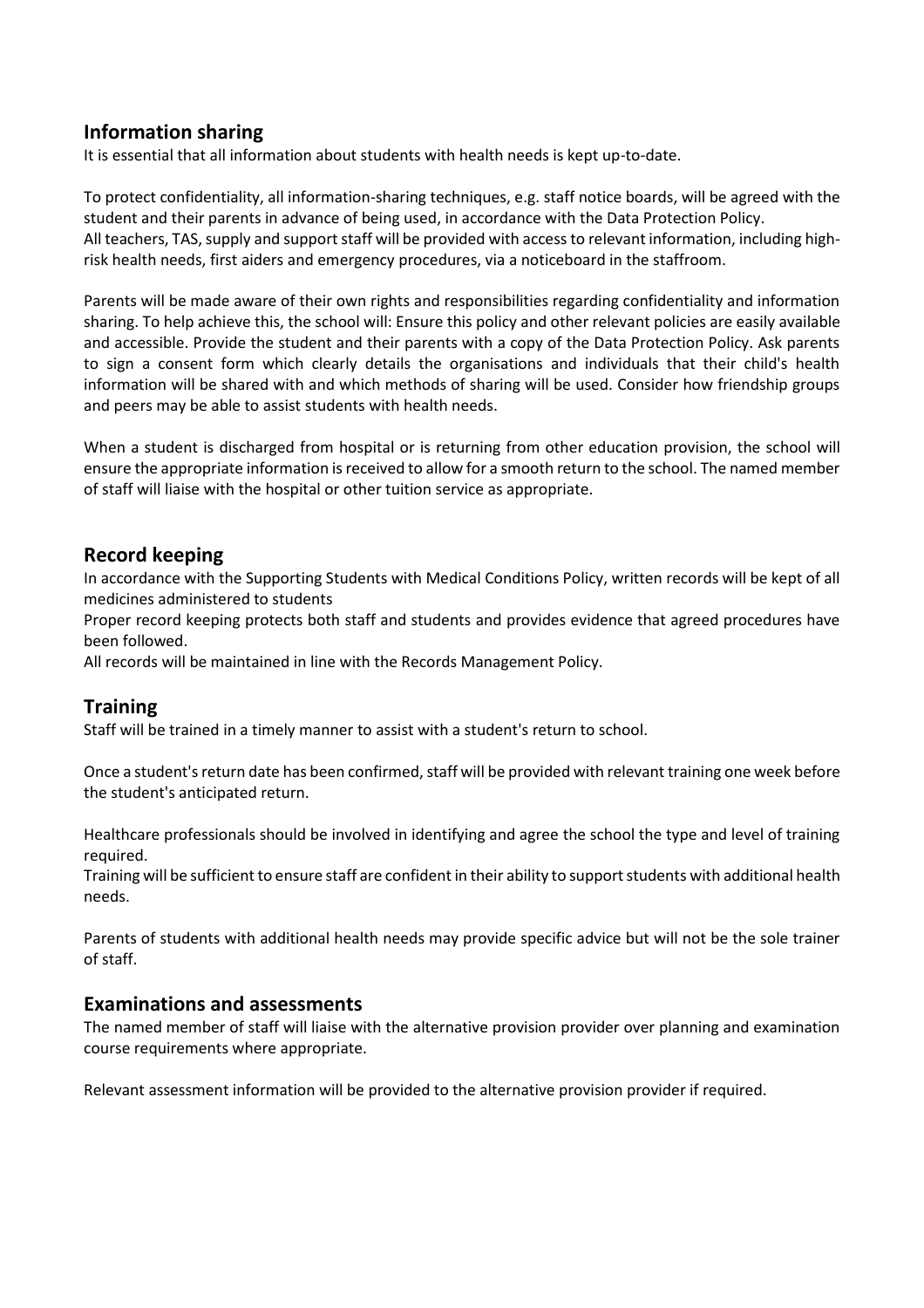## Information sharing

It is essential that all information about students with health needs is kept up-to-date.

To protect confidentiality, all information-sharing techniques, e.g. staff notice boards, will be agreed with the student and their parents in advance of being used, in accordance with the Data Protection Policy.
All teachers, TAS, supply and support staff will be provided with access to relevant information, including high-risk health needs, first aiders and emergency procedures, via a noticeboard in the staffroom.

Parents will be made aware of their own rights and responsibilities regarding confidentiality and information sharing. To help achieve this, the school will: Ensure this policy and other relevant policies are easily available and accessible. Provide the student and their parents with a copy of the Data Protection Policy. Ask parents to sign a consent form which clearly details the organisations and individuals that their child's health information will be shared with and which methods of sharing will be used. Consider how friendship groups and peers may be able to assist students with health needs.

When a student is discharged from hospital or is returning from other education provision, the school will ensure the appropriate information is received to allow for a smooth return to the school. The named member of staff will liaise with the hospital or other tuition service as appropriate.

## Record keeping

In accordance with the Supporting Students with Medical Conditions Policy, written records will be kept of all medicines administered to students
Proper record keeping protects both staff and students and provides evidence that agreed procedures have been followed.
All records will be maintained in line with the Records Management Policy.

## Training

Staff will be trained in a timely manner to assist with a student's return to school.

Once a student's return date has been confirmed, staff will be provided with relevant training one week before the student's anticipated return.

Healthcare professionals should be involved in identifying and agree the school the type and level of training required.
Training will be sufficient to ensure staff are confident in their ability to support students with additional health needs.

Parents of students with additional health needs may provide specific advice but will not be the sole trainer of staff.

## Examinations and assessments

The named member of staff will liaise with the alternative provision provider over planning and examination course requirements where appropriate.

Relevant assessment information will be provided to the alternative provision provider if required.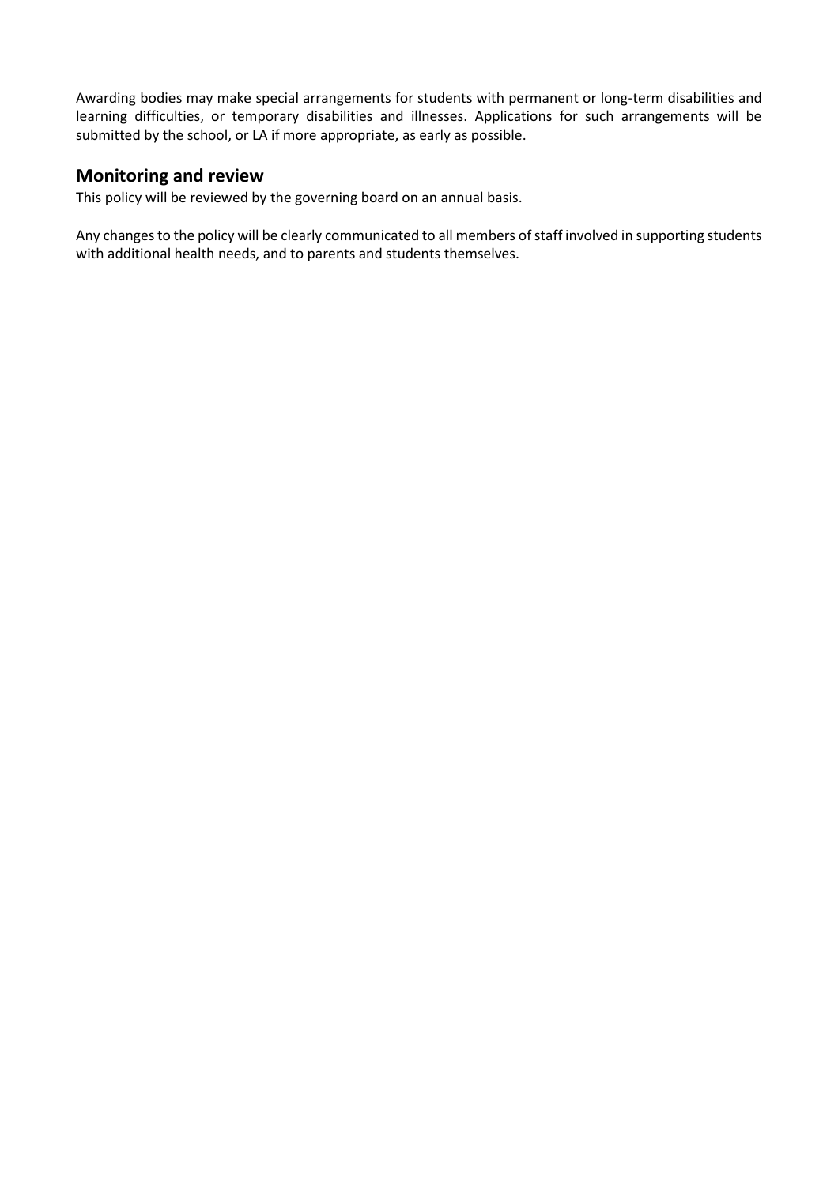Awarding bodies may make special arrangements for students with permanent or long-term disabilities and learning difficulties, or temporary disabilities and illnesses. Applications for such arrangements will be submitted by the school, or LA if more appropriate, as early as possible.

## Monitoring and review

This policy will be reviewed by the governing board on an annual basis.

Any changes to the policy will be clearly communicated to all members of staff involved in supporting students with additional health needs, and to parents and students themselves.